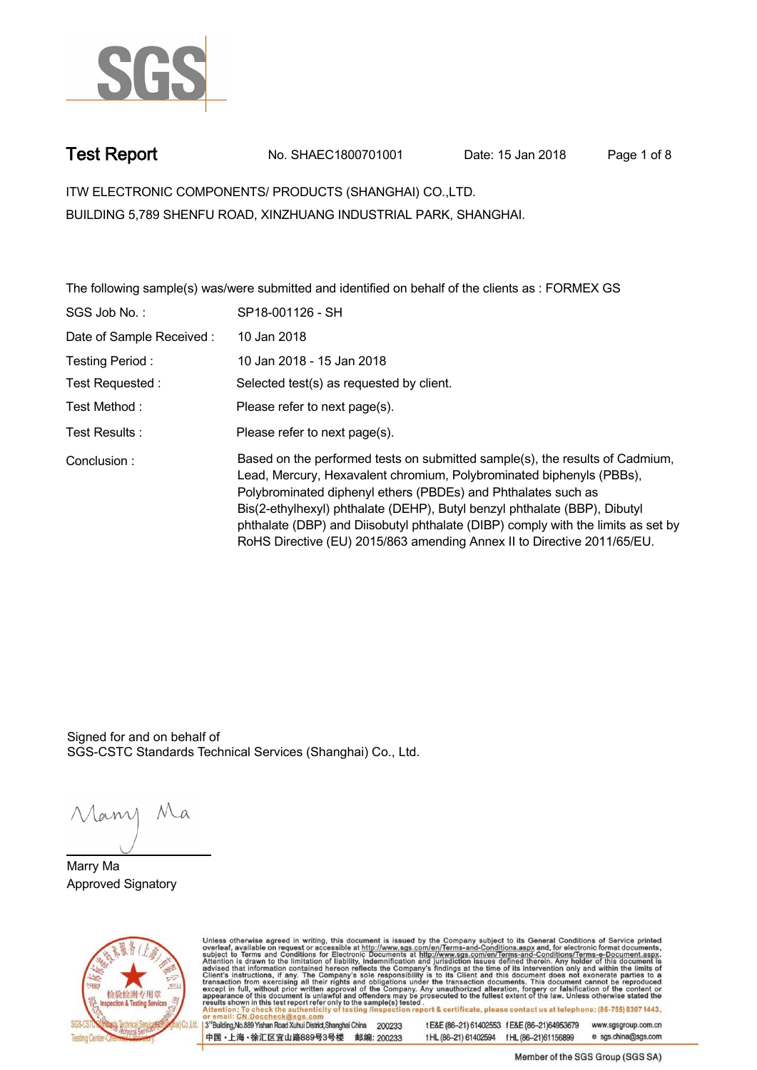# Test Report

No. SHAEC1800701001 Date: 15 Jan 2018

ITW ELECTRONIC COMPONENTS/ PRODUCTS (SHANGHAI) CO.,LTD.
BUILDING 5,789 SHENFU ROAD, XINZHUANG INDUSTRIAL PARK, SHANGHAI.

The following sample(s) was/were submitted and identified on behalf of the clients as : FORMEX GS

| | |
|---|---|
| SGS Job No. : | SP18-001126 - SH |
| Date of Sample Received : | 10 Jan 2018 |
| Testing Period : | 10 Jan 2018 - 15 Jan 2018 |
| Test Requested : | Selected test(s) as requested by client. |
| Test Method : | Please refer to next page(s). |
| Test Results : | Please refer to next page(s). |
| Conclusion : | Based on the performed tests on submitted sample(s), the results of Cadmium, Lead, Mercury, Hexavalent chromium, Polybrominated biphenyls (PBBs), Polybrominated diphenyl ethers (PBDEs) and Phthalates such as Bis(2-ethylhexyl) phthalate (DEHP), Butyl benzyl phthalate (BBP), Dibutyl phthalate (DBP) and Diisobutyl phthalate (DIBP) comply with the limits as set by RoHS Directive (EU) 2015/863 amending Annex II to Directive 2011/65/EU. |

Signed for and on behalf of
SGS-CSTC Standards Technical Services (Shanghai) Co., Ltd.

Marry Ma
Approved Signatory

Unless otherwise agreed in writing, this document is issued by the Company subject to its General Conditions of Service printed overleaf, available on request or accessible at http://www.sgs.com/en/Terms-and-Conditions.aspx and, for electronic format documents, subject to Terms and Conditions for Electronic Documents at http://www.sgs.com/en/Terms-and-Conditions/Terms-e-Document.aspx. Attention is drawn to the limitation of liability, indemnification and jurisdiction issues defined therein. Any holder of this document is advised that information contained hereon reflects the Company's findings at the time of its intervention only and within the limits of Client's instructions, if any. The Company's sole responsibility is to its Client and this document does not exonerate parties to a transaction from exercising all their rights and obligations under the transaction documents. This document cannot be reproduced except in full, without prior written approval of the Company. Any unauthorized alteration, forgery or falsification of the content or appearance of this document is unlawful and offenders may be prosecuted to the fullest extent of the law. Unless otherwise stated the results shown in this test report refer only to the sample(s) tested.
Attention: To check the authenticity of testing /inspection report & certificate, please contact us at telephone: (86-755) 8307 1443, or email: CN.Doccheck@sgs.com

3rd Building,No.889 Yishan Road Xuhui District,Shanghai China 200233 t E&E (86–21) 61402553 f E&E (86–21)64953679 www.sgsgroup.com.cn
中国・上海・徐汇区宜山路889号3号楼 邮编: 200233 t HL (86–21) 61402594 f HL (86–21)61156899 e sgs.china@sgs.com

Member of the SGS Group (SGS SA)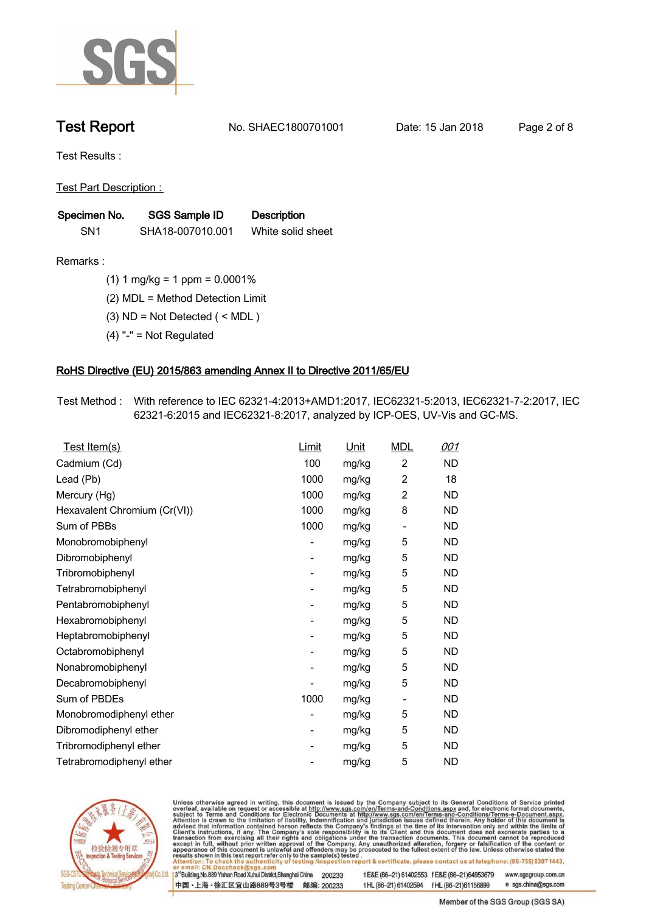# Test Report

No. SHAEC1800701001 Date: 15 Jan 2018

Test Results :

Test Part Description :

| Specimen No. | SGS Sample ID | Description |
|---|---|---|
| SN1 | SHA18-007010.001 | White solid sheet |

Remarks :

(1) 1 mg/kg = 1 ppm = 0.0001%

(2) MDL = Method Detection Limit

(3) ND = Not Detected ( < MDL )

(4) "-" = Not Regulated

## RoHS Directive (EU) 2015/863 amending Annex II to Directive 2011/65/EU

Test Method : With reference to IEC 62321-4:2013+AMD1:2017, IEC62321-5:2013, IEC62321-7-2:2017, IEC 62321-6:2015 and IEC62321-8:2017, analyzed by ICP-OES, UV-Vis and GC-MS.

| Test Item(s) | Limit | Unit | MDL | 001 |
|---|---|---|---|---|
| Cadmium (Cd) | 100 | mg/kg | 2 | ND |
| Lead (Pb) | 1000 | mg/kg | 2 | 18 |
| Mercury (Hg) | 1000 | mg/kg | 2 | ND |
| Hexavalent Chromium (Cr(VI)) | 1000 | mg/kg | 8 | ND |
| Sum of PBBs | 1000 | mg/kg | - | ND |
| Monobromobiphenyl | - | mg/kg | 5 | ND |
| Dibromobiphenyl | - | mg/kg | 5 | ND |
| Tribromobiphenyl | - | mg/kg | 5 | ND |
| Tetrabromobiphenyl | - | mg/kg | 5 | ND |
| Pentabromobiphenyl | - | mg/kg | 5 | ND |
| Hexabromobiphenyl | - | mg/kg | 5 | ND |
| Heptabromobiphenyl | - | mg/kg | 5 | ND |
| Octabromobiphenyl | - | mg/kg | 5 | ND |
| Nonabromobiphenyl | - | mg/kg | 5 | ND |
| Decabromobiphenyl | - | mg/kg | 5 | ND |
| Sum of PBDEs | 1000 | mg/kg | - | ND |
| Monobromodiphenyl ether | - | mg/kg | 5 | ND |
| Dibromodiphenyl ether | - | mg/kg | 5 | ND |
| Tribromodiphenyl ether | - | mg/kg | 5 | ND |
| Tetrabromodiphenyl ether | - | mg/kg | 5 | ND |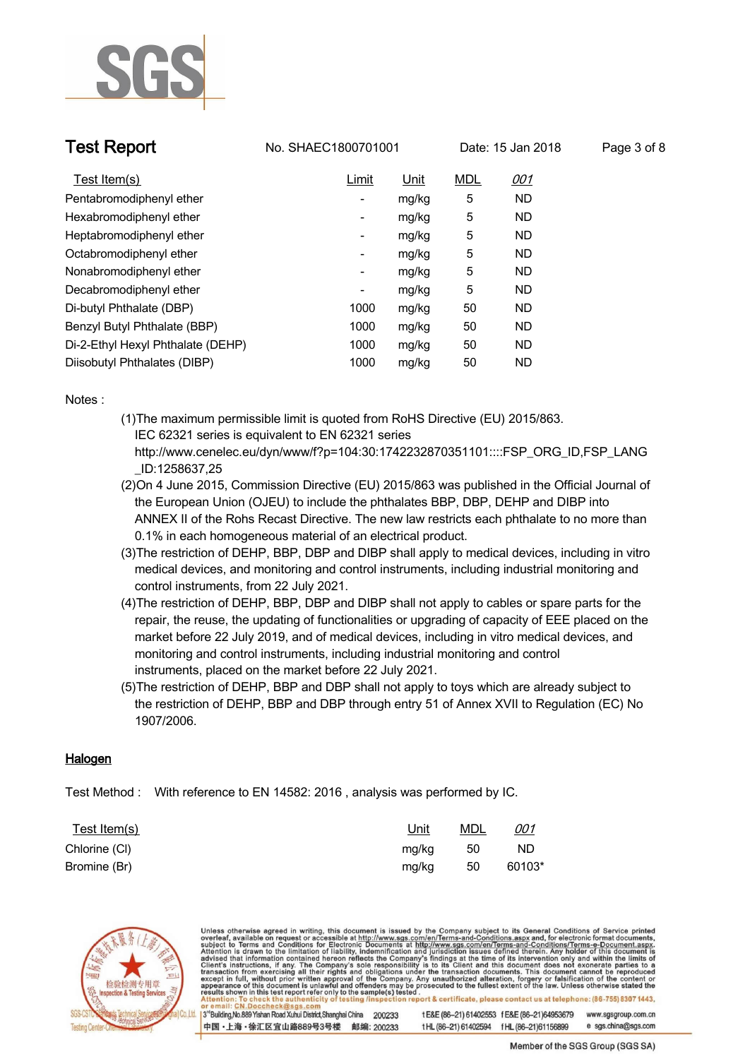| Test Item(s) | Limit | Unit | MDL | 001 |
|---|---|---|---|---|
| Pentabromodiphenyl ether | - | mg/kg | 5 | ND |
| Hexabromodiphenyl ether | - | mg/kg | 5 | ND |
| Heptabromodiphenyl ether | - | mg/kg | 5 | ND |
| Octabromodiphenyl ether | - | mg/kg | 5 | ND |
| Nonabromodiphenyl ether | - | mg/kg | 5 | ND |
| Decabromodiphenyl ether | - | mg/kg | 5 | ND |
| Di-butyl Phthalate (DBP) | 1000 | mg/kg | 50 | ND |
| Benzyl Butyl Phthalate (BBP) | 1000 | mg/kg | 50 | ND |
| Di-2-Ethyl Hexyl Phthalate (DEHP) | 1000 | mg/kg | 50 | ND |
| Diisobutyl Phthalates (DIBP) | 1000 | mg/kg | 50 | ND |

Notes :

(1)The maximum permissible limit is quoted from RoHS Directive (EU) 2015/863.
IEC 62321 series is equivalent to EN 62321 series
http://www.cenelec.eu/dyn/www/f?p=104:30:1742232870351101::::FSP_ORG_ID,FSP_LANG_ID:1258637,25

(2)On 4 June 2015, Commission Directive (EU) 2015/863 was published in the Official Journal of the European Union (OJEU) to include the phthalates BBP, DBP, DEHP and DIBP into ANNEX II of the Rohs Recast Directive. The new law restricts each phthalate to no more than 0.1% in each homogeneous material of an electrical product.

(3)The restriction of DEHP, BBP, DBP and DIBP shall apply to medical devices, including in vitro medical devices, and monitoring and control instruments, including industrial monitoring and control instruments, from 22 July 2021.

(4)The restriction of DEHP, BBP, DBP and DIBP shall not apply to cables or spare parts for the repair, the reuse, the updating of functionalities or upgrading of capacity of EEE placed on the market before 22 July 2019, and of medical devices, including in vitro medical devices, and monitoring and control instruments, including industrial monitoring and control instruments, placed on the market before 22 July 2021.

(5)The restriction of DEHP, BBP and DBP shall not apply to toys which are already subject to the restriction of DEHP, BBP and DBP through entry 51 of Annex XVII to Regulation (EC) No 1907/2006.

## Halogen

Test Method : With reference to EN 14582: 2016 , analysis was performed by IC.

| Test Item(s) | Unit | MDL | 001 |
|---|---|---|---|
| Chlorine (Cl) | mg/kg | 50 | ND |
| Bromine (Br) | mg/kg | 50 | 60103* |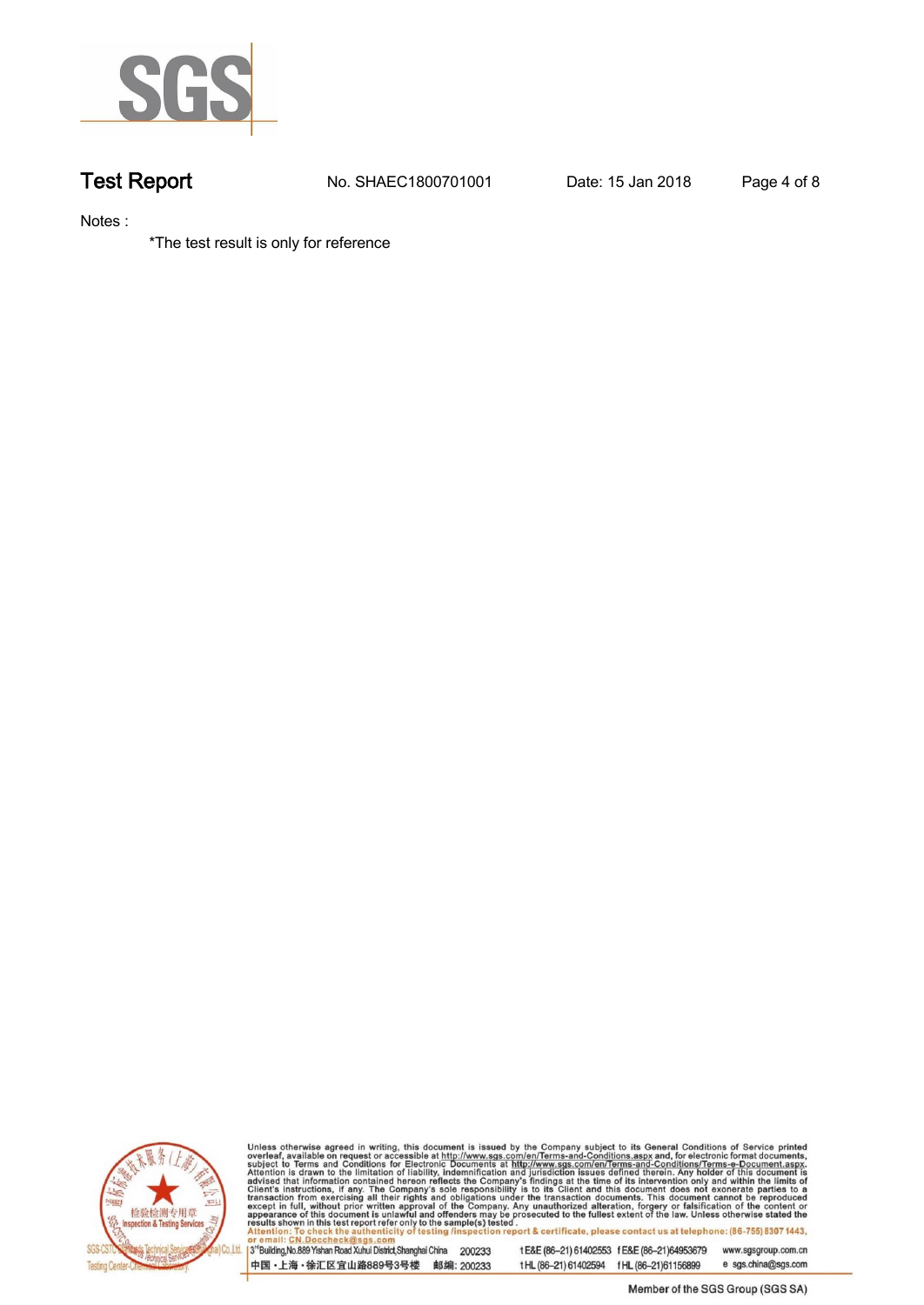Notes :

*The test result is only for reference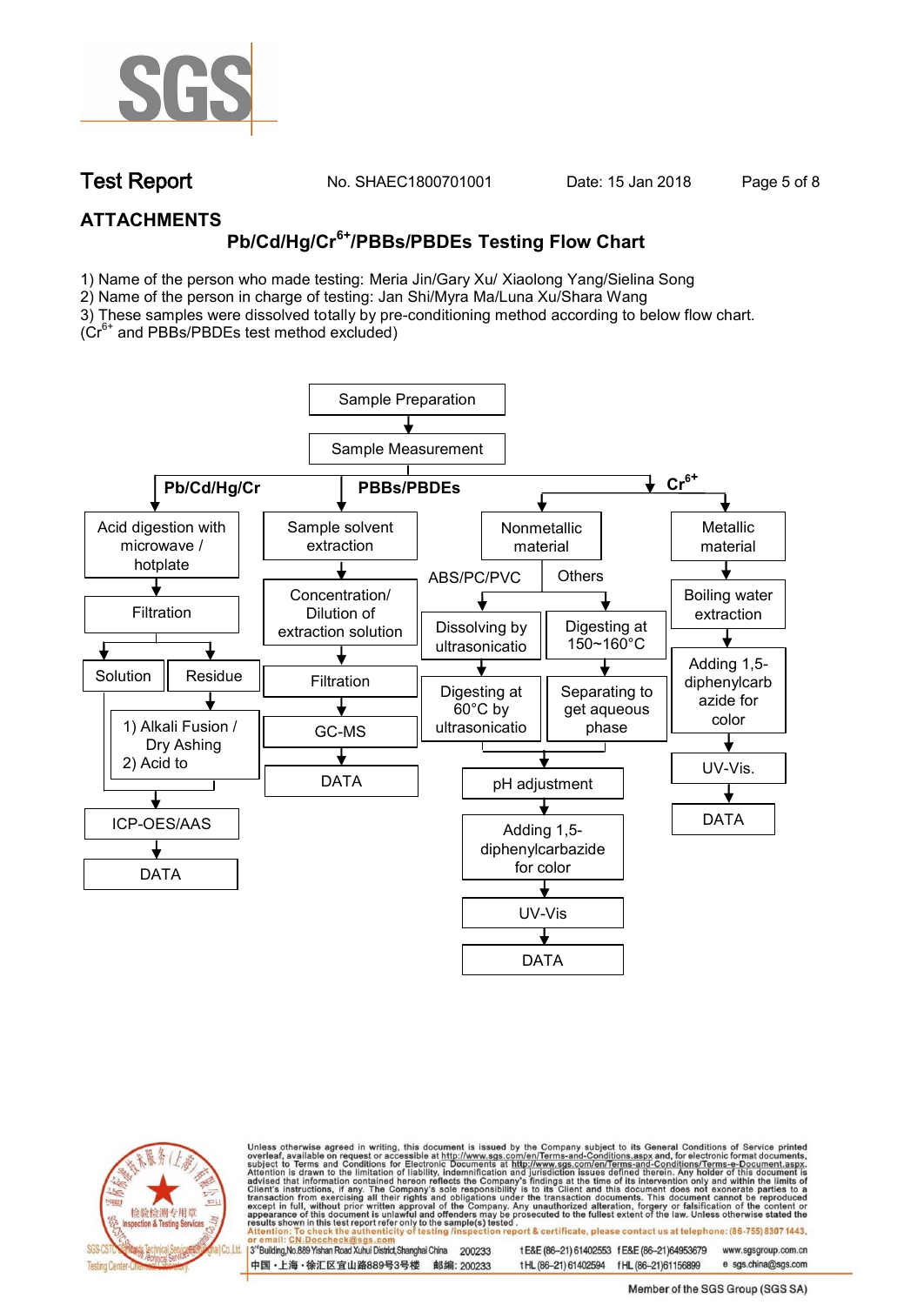## ATTACHMENTS

### Pb/Cd/Hg/$Cr^{6+}$/PBBs/PBDEs Testing Flow Chart

1) Name of the person who made testing: Meria Jin/Gary Xu/ Xiaolong Yang/Sielina Song
2) Name of the person in charge of testing: Jan Shi/Myra Ma/Luna Xu/Shara Wang
3) These samples were dissolved totally by pre-conditioning method according to below flow chart. ($Cr^{6+}$ and PBBs/PBDEs test method excluded)

Sample Preparation → Sample Measurement

**Pb/Cd/Hg/Cr**

- Acid digestion with microwave / hotplate
- Filtration
- Solution / Residue
  - Residue → 1) Alkali Fusion / Dry Ashing 2) Acid to
- ICP-OES/AAS
- DATA

**PBBs/PBDEs**

- Sample solvent extraction
- Concentration/ Dilution of extraction solution
- Filtration
- GC-MS
- DATA

**$Cr^{6+}$**

- Nonmetallic material
  - ABS/PC/PVC: Dissolving by ultrasonicatio → Digesting at 60°C by ultrasonicatio
  - Others: Digesting at 150~160°C → Separating to get aqueous phase
  - pH adjustment
  - Adding 1,5-diphenylcarbazide for color
  - UV-Vis
  - DATA
- Metallic material
  - Boiling water extraction
  - Adding 1,5-diphenylcarbazide for color
  - UV-Vis.
  - DATA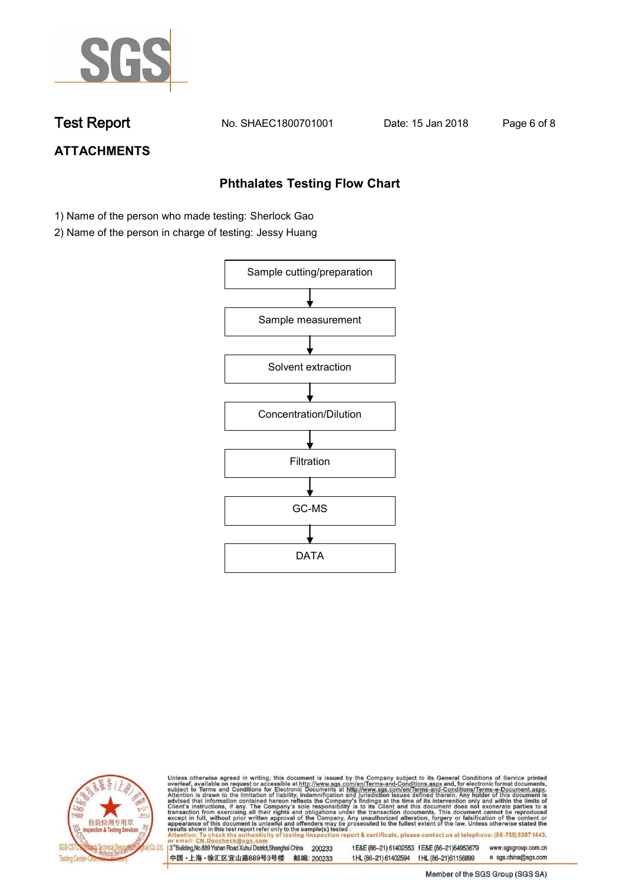# Test Report

No. SHAEC1800701001 Date: 15 Jan 2018

## ATTACHMENTS

### Phthalates Testing Flow Chart

1) Name of the person who made testing: Sherlock Gao
2) Name of the person in charge of testing: Jessy Huang

Sample cutting/preparation
↓
Sample measurement
↓
Solvent extraction
↓
Concentration/Dilution
↓
Filtration
↓
GC-MS
↓
DATA

Unless otherwise agreed in writing, this document is issued by the Company subject to its General Conditions of Service printed overleaf, available on request or accessible at http://www.sgs.com/en/Terms-and-Conditions.aspx and, for electronic format documents, subject to Terms and Conditions for Electronic Documents at http://www.sgs.com/en/Terms-and-Conditions/Terms-e-Document.aspx. Attention is drawn to the limitation of liability, indemnification and jurisdiction issues defined therein. Any holder of this document is advised that information contained hereon reflects the Company's findings at the time of its intervention only and within the limits of Client's instructions, if any. The Company's sole responsibility is to its Client and this document does not exonerate parties to a transaction from exercising all their rights and obligations under the transaction documents. This document cannot be reproduced except in full, without prior written approval of the Company. Any unauthorized alteration, forgery or falsification of the content or appearance of this document is unlawful and offenders may be prosecuted to the fullest extent of the law. Unless otherwise stated the results shown in this test report refer only to the sample(s) tested.
Attention: To check the authenticity of testing /inspection report & certificate, please contact us at telephone: (86-755) 8307 1443, or email: CN.Doccheck@sgs.com

3rd Building, No.889 Yishan Road Xuhui District, Shanghai China 200233 t E&E (86-21) 61402553 f E&E (86-21)64953679 www.sgsgroup.com.cn
中国・上海・徐汇区宜山路889号3号楼 邮编: 200233 t HL (86-21) 61402594 f HL (86-21)61156899 e sgs.china@sgs.com

Member of the SGS Group (SGS SA)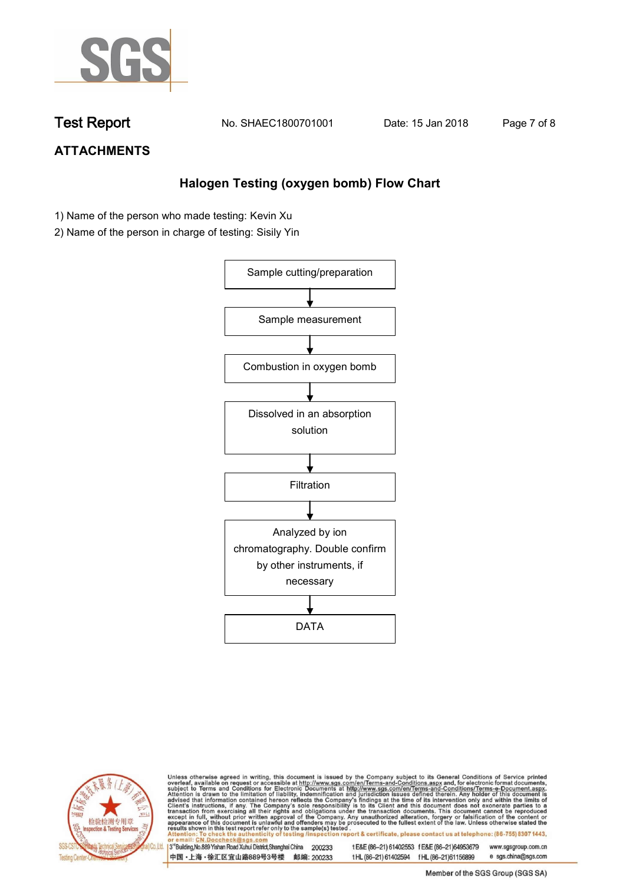# Test Report

No. SHAEC1800701001 Date: 15 Jan 2018

## ATTACHMENTS

### Halogen Testing (oxygen bomb) Flow Chart

1) Name of the person who made testing: Kevin Xu
2) Name of the person in charge of testing: Sisily Yin

Sample cutting/preparation

↓

Sample measurement

↓

Combustion in oxygen bomb

↓

Dissolved in an absorption solution

↓

Filtration

↓

Analyzed by ion chromatography. Double confirm by other instruments, if necessary

↓

DATA

Unless otherwise agreed in writing, this document is issued by the Company subject to its General Conditions of Service printed overleaf, available on request or accessible at http://www.sgs.com/en/Terms-and-Conditions.aspx and, for electronic format documents, subject to Terms and Conditions for Electronic Documents at http://www.sgs.com/en/Terms-and-Conditions/Terms-e-Document.aspx. Attention is drawn to the limitation of liability, indemnification and jurisdiction issues defined therein. Any holder of this document is advised that information contained hereon reflects the Company's findings at the time of its intervention only and within the limits of Client's instructions, if any. The Company's sole responsibility is to its Client and this document does not exonerate parties to a transaction from exercising all their rights and obligations under the transaction documents. This document cannot be reproduced except in full, without prior written approval of the Company. Any unauthorized alteration, forgery or falsification of the content or appearance of this document is unlawful and offenders may be prosecuted to the fullest extent of the law. Unless otherwise stated the results shown in this test report refer only to the sample(s) tested .

Attention: To check the authenticity of testing /inspection report & certificate, please contact us at telephone: (86-755) 8307 1443, or email: CN.Doccheck@sgs.com

3rd Building,No.889 Yishan Road Xuhui District,Shanghai China 200233 t E&E (86–21) 61402553 f E&E (86–21)64953679 www.sgsgroup.com.cn

中国・上海・徐汇区宜山路889号3号楼 邮编: 200233 t HL (86–21) 61402594 f HL (86–21)61156899 e sgs.china@sgs.com

Member of the SGS Group (SGS SA)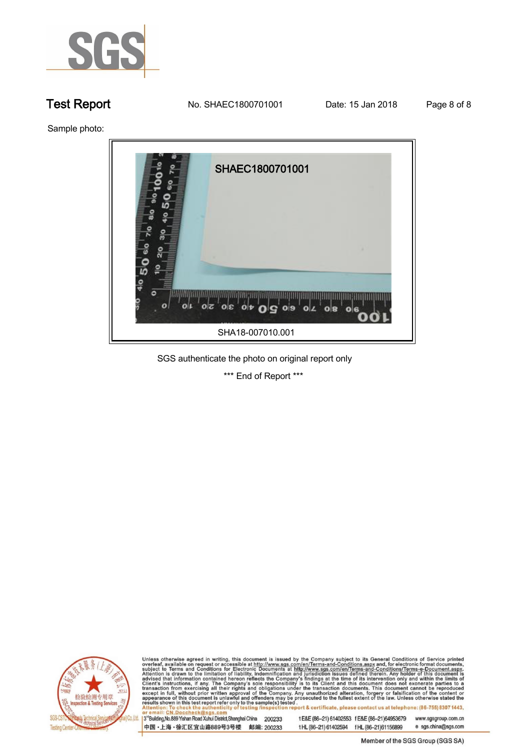**Test Report** No. SHAEC1800701001 Date: 15 Jan 2018

Sample photo:

SHAEC1800701001

SHA18-007010.001

SGS authenticate the photo on original report only

*** End of Report ***

Unless otherwise agreed in writing, this document is issued by the Company subject to its General Conditions of Service printed overleaf, available on request or accessible at http://www.sgs.com/en/Terms-and-Conditions.aspx and, for electronic format documents, subject to Terms and Conditions for Electronic Documents at http://www.sgs.com/en/Terms-and-Conditions/Terms-e-Document.aspx. Attention is drawn to the limitation of liability, indemnification and jurisdiction issues defined therein. Any holder of this document is advised that information contained hereon reflects the Company's findings at the time of its intervention only and within the limits of Client's instructions, if any. The Company's sole responsibility is to its Client and this document does not exonerate parties to a transaction from exercising all their rights and obligations under the transaction documents. This document cannot be reproduced except in full, without prior written approval of the Company. Any unauthorized alteration, forgery or falsification of the content or appearance of this document is unlawful and offenders may be prosecuted to the fullest extent of the law. Unless otherwise stated the results shown in this test report refer only to the sample(s) tested.

Attention: To check the authenticity of testing /inspection report & certificate, please contact us at telephone: (86-755) 8307 1443, or email: CN.Doccheck@sgs.com

3rd Building, No.889 Yishan Road Xuhui District, Shanghai China 200233 t E&E (86–21) 61402553 f E&E (86–21) 64953679 www.sgsgroup.com.cn

中国・上海・徐汇区宜山路889号3号楼 邮编: 200233 t HL (86–21) 61402594 f HL (86–21) 61156899 e sgs.china@sgs.com

Member of the SGS Group (SGS SA)